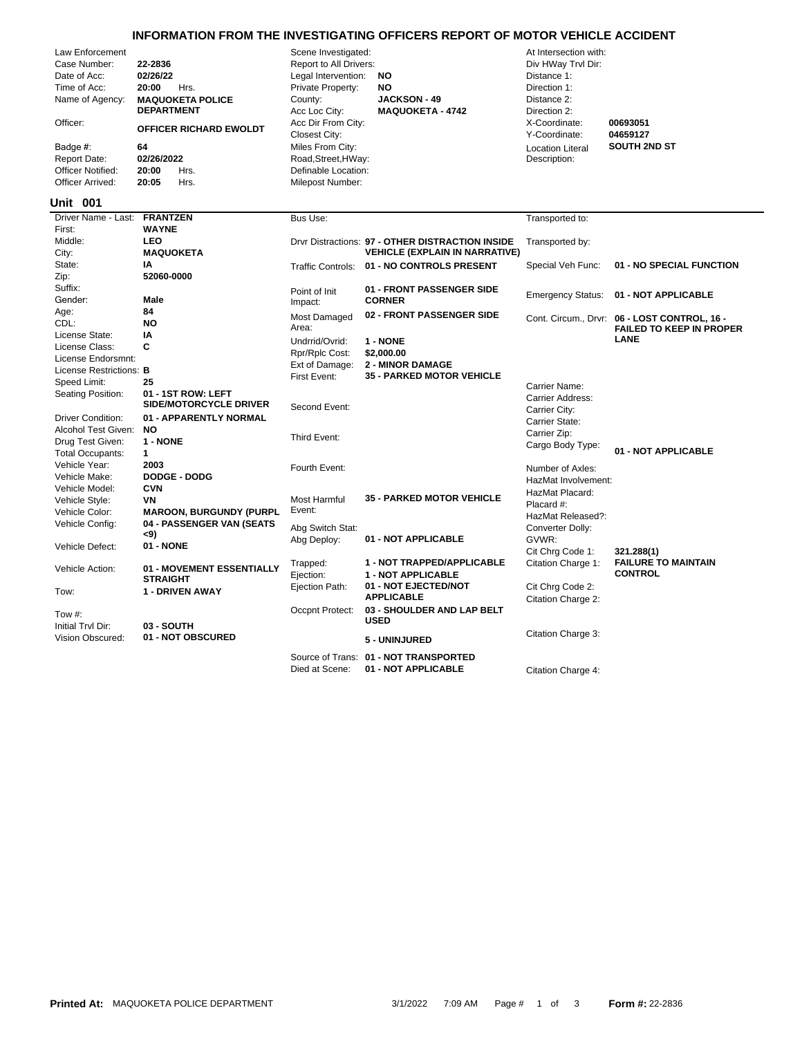# INFORMATION FROM THE INVESTIGATING OFFICERS REPORT OF MOTOR VEHICLE ACCIDENT

| Field | Value | Field | Value | Field | Value |
|---|---|---|---|---|---|
| Law Enforcement | | Scene Investigated: | | At Intersection with: | |
| Case Number: | **22-2836** | Report to All Drivers: | | Div HWay Trvl Dir: | |
| Date of Acc: | **02/26/22** | Legal Intervention: | **NO** | Distance 1: | |
| Time of Acc: | **20:00** Hrs. | Private Property: | **NO** | Direction 1: | |
| Name of Agency: | **MAQUOKETA POLICE DEPARTMENT** | County: | **JACKSON - 49** | Distance 2: | |
| | | Acc Loc City: | **MAQUOKETA - 4742** | Direction 2: | |
| Officer: | **OFFICER RICHARD EWOLDT** | Acc Dir From City: | | X-Coordinate: | **00693051** |
| | | Closest City: | | Y-Coordinate: | **04659127** |
| Badge #: | **64** | Miles From City: | | Location Literal Description: | **SOUTH 2ND ST** |
| Report Date: | **02/26/2022** | Road,Street,HWay: | | | |
| Officer Notified: | **20:00** Hrs. | Definable Location: | | | |
| Officer Arrived: | **20:05** Hrs. | Milepost Number: | | | |

## Unit 001

| Field | Value | Field | Value | Field | Value |
|---|---|---|---|---|---|
| Driver Name - Last: | **FRANTZEN** | Bus Use: | | Transported to: | |
| First: | **WAYNE** | | | | |
| Middle: | **LEO** | Drvr Distractions: | **97 - OTHER DISTRACTION INSIDE VEHICLE (EXPLAIN IN NARRATIVE)** | Transported by: | |
| City: | **MAQUOKETA** | | | | |
| State: | **IA** | Traffic Controls: | **01 - NO CONTROLS PRESENT** | Special Veh Func: | **01 - NO SPECIAL FUNCTION** |
| Zip: | **52060-0000** | | | | |
| Suffix: | | Point of Init Impact: | **01 - FRONT PASSENGER SIDE CORNER** | Emergency Status: | **01 - NOT APPLICABLE** |
| Gender: | **Male** | | | | |
| Age: | **84** | Most Damaged Area: | **02 - FRONT PASSENGER SIDE** | Cont. Circum., Drvr: | **06 - LOST CONTROL, 16 - FAILED TO KEEP IN PROPER LANE** |
| CDL: | **NO** | | | | |
| License State: | **IA** | Undrrid/Ovrid: | **1 - NONE** | | |
| License Class: | **C** | Rpr/Rplc Cost: | **$2,000.00** | | |
| License Endorsmnt: | | Ext of Damage: | **2 - MINOR DAMAGE** | | |
| License Restrictions: | **B** | First Event: | **35 - PARKED MOTOR VEHICLE** | | |
| Speed Limit: | **25** | | | Carrier Name: | |
| Seating Position: | **01 - 1ST ROW: LEFT SIDE/MOTORCYCLE DRIVER** | Second Event: | | Carrier Address: | |
| | | | | Carrier City: | |
| Driver Condition: | **01 - APPARENTLY NORMAL** | | | Carrier State: | |
| Alcohol Test Given: | **NO** | Third Event: | | Carrier Zip: | |
| Drug Test Given: | **1 - NONE** | | | Cargo Body Type: | **01 - NOT APPLICABLE** |
| Total Occupants: | **1** | | | | |
| Vehicle Year: | **2003** | Fourth Event: | | Number of Axles: | |
| Vehicle Make: | **DODGE - DODG** | | | HazMat Involvement: | |
| Vehicle Model: | **CVN** | | | HazMat Placard: | |
| Vehicle Style: | **VN** | Most Harmful Event: | **35 - PARKED MOTOR VEHICLE** | Placard #: | |
| Vehicle Color: | **MAROON, BURGUNDY (PURPL** | | | HazMat Released?: | |
| Vehicle Config: | **04 - PASSENGER VAN (SEATS <9)** | Abg Switch Stat: | | Converter Dolly: | |
| | | Abg Deploy: | **01 - NOT APPLICABLE** | GVWR: | |
| Vehicle Defect: | **01 - NONE** | | | Cit Chrg Code 1: | **321.288(1)** |
| Vehicle Action: | **01 - MOVEMENT ESSENTIALLY STRAIGHT** | Trapped: | **1 - NOT TRAPPED/APPLICABLE** | Citation Charge 1: | **FAILURE TO MAINTAIN CONTROL** |
| | | Ejection: | **1 - NOT APPLICABLE** | | |
| Tow: | **1 - DRIVEN AWAY** | Ejection Path: | **01 - NOT EJECTED/NOT APPLICABLE** | Cit Chrg Code 2: | |
| | | | | Citation Charge 2: | |
| Tow #: | | Occpnt Protect: | **03 - SHOULDER AND LAP BELT USED** | | |
| Initial Trvl Dir: | **03 - SOUTH** | | | | |
| Vision Obscured: | **01 - NOT OBSCURED** | | **5 - UNINJURED** | Citation Charge 3: | |
| | | Source of Trans: | **01 - NOT TRANSPORTED** | | |
| | | Died at Scene: | **01 - NOT APPLICABLE** | Citation Charge 4: | |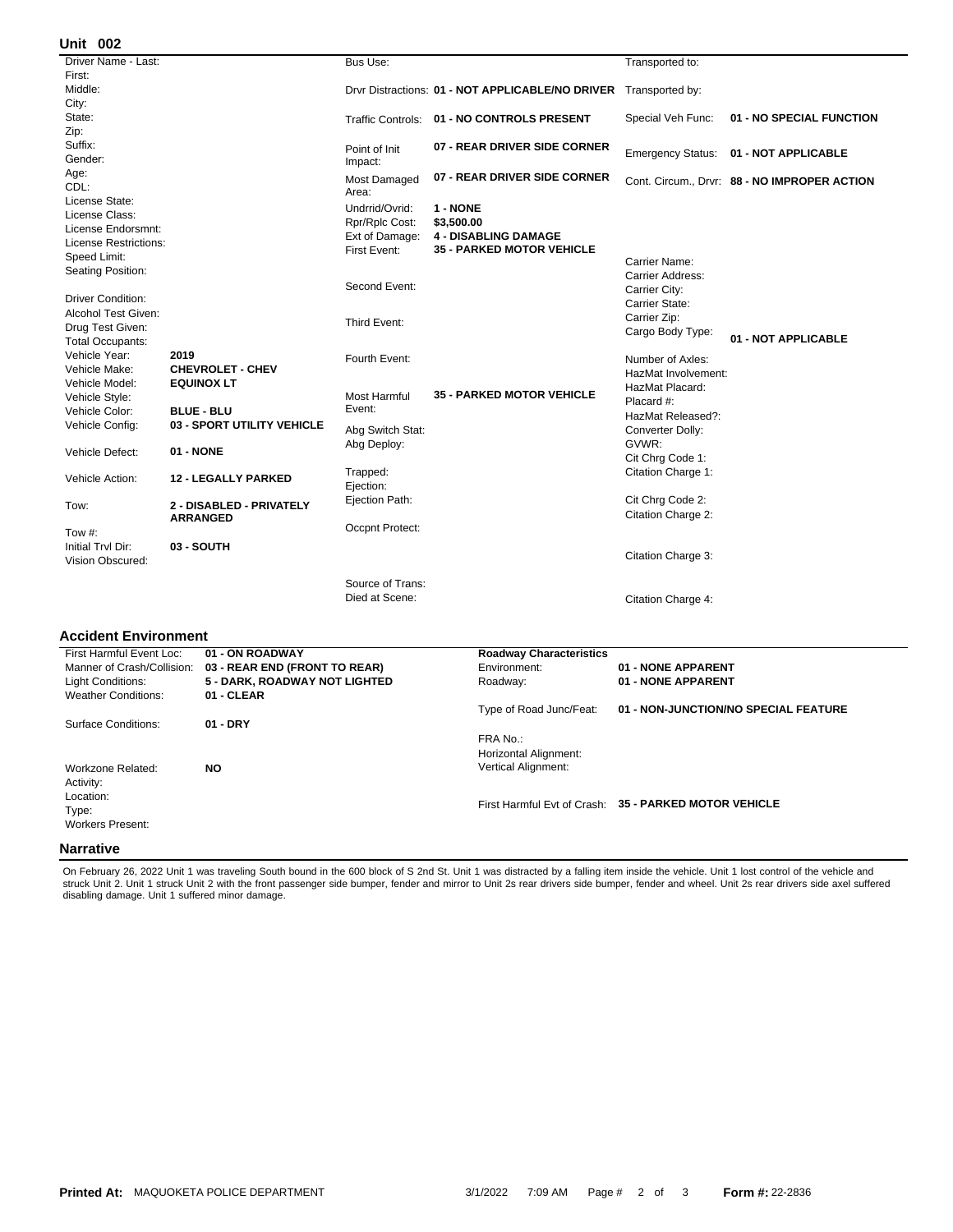## Unit 002

| Field | Value |
| --- | --- |
| Driver Name - Last: | |
| First: | |
| Middle: | |
| City: | |
| State: | |
| Zip: | |
| Suffix: | |
| Gender: | |
| Age: | |
| CDL: | |
| License State: | |
| License Class: | |
| License Endorsmnt: | |
| License Restrictions: | |
| Speed Limit: | |
| Seating Position: | |
| Driver Condition: | |
| Alcohol Test Given: | |
| Drug Test Given: | |
| Total Occupants: | |
| Vehicle Year: | 2019 |
| Vehicle Make: | CHEVROLET - CHEV |
| Vehicle Model: | EQUINOX LT |
| Vehicle Style: | |
| Vehicle Color: | BLUE - BLU |
| Vehicle Config: | 03 - SPORT UTILITY VEHICLE |
| Vehicle Defect: | 01 - NONE |
| Vehicle Action: | 12 - LEGALLY PARKED |
| Tow: | 2 - DISABLED - PRIVATELY ARRANGED |
| Tow #: | |
| Initial Trvl Dir: | 03 - SOUTH |
| Vision Obscured: | |

| Field | Value |
| --- | --- |
| Bus Use: | |
| Drvr Distractions: | 01 - NOT APPLICABLE/NO DRIVER |
| Traffic Controls: | 01 - NO CONTROLS PRESENT |
| Point of Init Impact: | 07 - REAR DRIVER SIDE CORNER |
| Most Damaged Area: | 07 - REAR DRIVER SIDE CORNER |
| Undrrid/Ovrid: | 1 - NONE |
| Rpr/Rplc Cost: | $3,500.00 |
| Ext of Damage: | 4 - DISABLING DAMAGE |
| First Event: | 35 - PARKED MOTOR VEHICLE |
| Second Event: | |
| Third Event: | |
| Fourth Event: | |
| Most Harmful Event: | 35 - PARKED MOTOR VEHICLE |
| Abg Switch Stat: | |
| Abg Deploy: | |
| Trapped: | |
| Ejection: | |
| Ejection Path: | |
| Occpnt Protect: | |
| Source of Trans: | |
| Died at Scene: | |

| Field | Value |
| --- | --- |
| Transported to: | |
| Transported by: | |
| Special Veh Func: | 01 - NO SPECIAL FUNCTION |
| Emergency Status: | 01 - NOT APPLICABLE |
| Cont. Circum., Drvr: | 88 - NO IMPROPER ACTION |
| Carrier Name: | |
| Carrier Address: | |
| Carrier City: | |
| Carrier State: | |
| Carrier Zip: | |
| Cargo Body Type: | 01 - NOT APPLICABLE |
| Number of Axles: | |
| HazMat Involvement: | |
| HazMat Placard: | |
| Placard #: | |
| HazMat Released?: | |
| Converter Dolly: | |
| GVWR: | |
| Cit Chrg Code 1: | |
| Citation Charge 1: | |
| Cit Chrg Code 2: | |
| Citation Charge 2: | |
| Citation Charge 3: | |
| Citation Charge 4: | |

### Accident Environment

| Field | Value |
| --- | --- |
| First Harmful Event Loc: | 01 - ON ROADWAY |
| Manner of Crash/Collision: | 03 - REAR END (FRONT TO REAR) |
| Light Conditions: | 5 - DARK, ROADWAY NOT LIGHTED |
| Weather Conditions: | 01 - CLEAR |
| Surface Conditions: | 01 - DRY |
| Workzone Related: | NO |
| Activity: | |
| Location: | |
| Type: | |
| Workers Present: | |

**Roadway Characteristics**

| Field | Value |
| --- | --- |
| Environment: | 01 - NONE APPARENT |
| Roadway: | 01 - NONE APPARENT |
| Type of Road Junc/Feat: | 01 - NON-JUNCTION/NO SPECIAL FEATURE |
| FRA No.: | |
| Horizontal Alignment: | |
| Vertical Alignment: | |
| First Harmful Evt of Crash: | 35 - PARKED MOTOR VEHICLE |

### Narrative

On February 26, 2022 Unit 1 was traveling South bound in the 600 block of S 2nd St. Unit 1 was distracted by a falling item inside the vehicle. Unit 1 lost control of the vehicle and struck Unit 2. Unit 1 struck Unit 2 with the front passenger side bumper, fender and mirror to Unit 2s rear drivers side bumper, fender and wheel. Unit 2s rear drivers side axel suffered disabling damage. Unit 1 suffered minor damage.

**Printed At:** MAQUOKETA POLICE DEPARTMENT 3/1/2022 7:09 AM **Form #:** 22-2836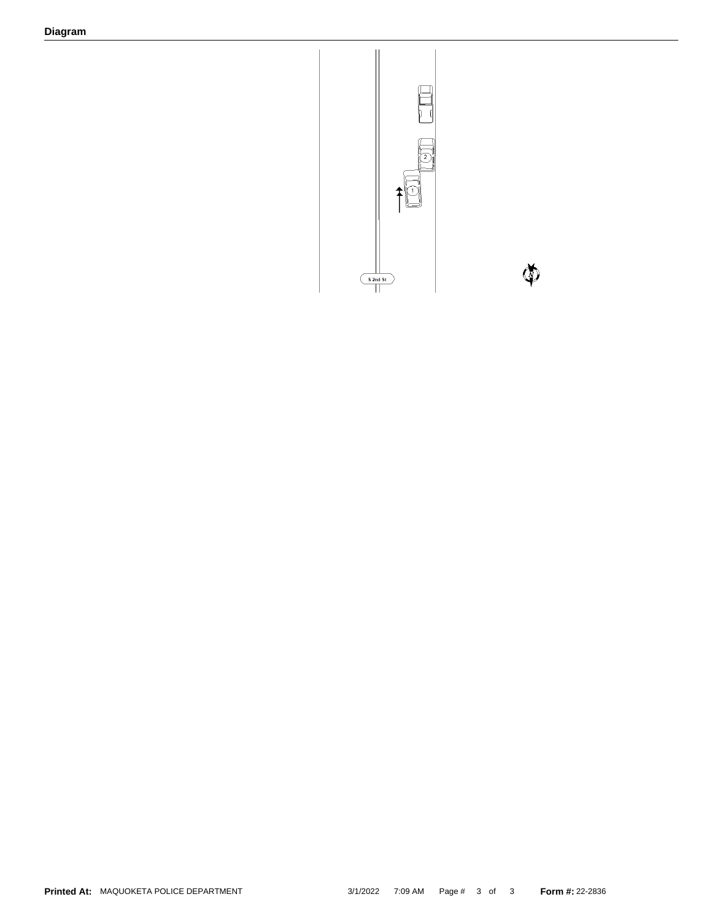**Diagram**

S 2nd St

1

2